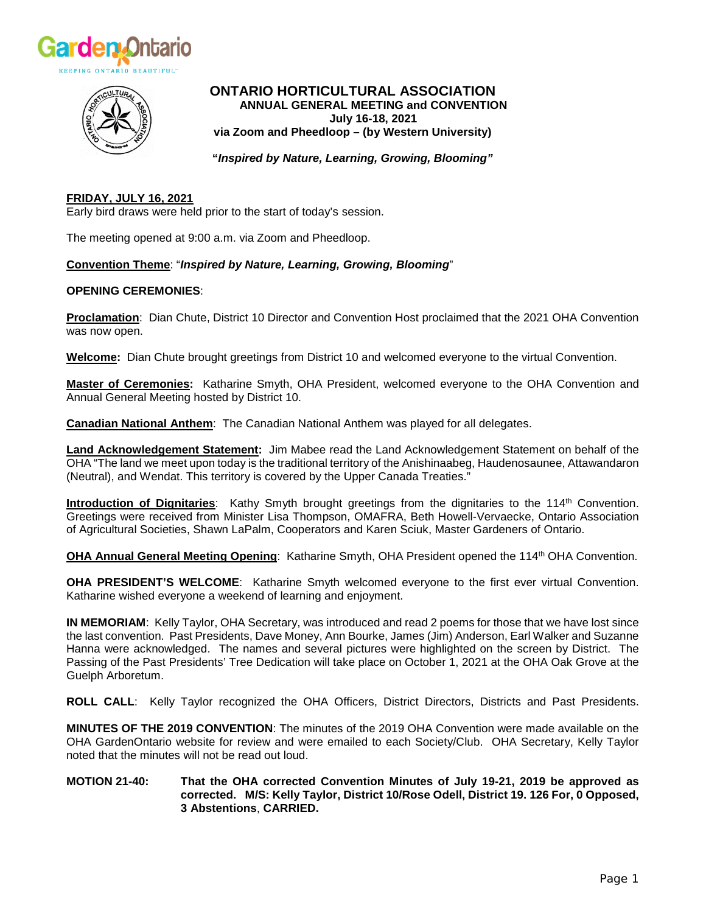# ONTARIO HORTICULTURAL ASSOCIATION

**ANNUAL GENERAL MEETING and CONVENTION**
**July 16-18, 2021**
**via Zoom and Pheedloop – (by Western University)**

**"*Inspired by Nature, Learning, Growing, Blooming"***

**FRIDAY, JULY 16, 2021**

Early bird draws were held prior to the start of today's session.

The meeting opened at 9:00 a.m. via Zoom and Pheedloop.

**Convention Theme**: "***Inspired by Nature, Learning, Growing, Blooming***"

**OPENING CEREMONIES**:

**Proclamation**: Dian Chute, District 10 Director and Convention Host proclaimed that the 2021 OHA Convention was now open.

**Welcome:** Dian Chute brought greetings from District 10 and welcomed everyone to the virtual Convention.

**Master of Ceremonies:** Katharine Smyth, OHA President, welcomed everyone to the OHA Convention and Annual General Meeting hosted by District 10.

**Canadian National Anthem**: The Canadian National Anthem was played for all delegates.

**Land Acknowledgement Statement:** Jim Mabee read the Land Acknowledgement Statement on behalf of the OHA "The land we meet upon today is the traditional territory of the Anishinaabeg, Haudenosaunee, Attawandaron (Neutral), and Wendat. This territory is covered by the Upper Canada Treaties."

**Introduction of Dignitaries**: Kathy Smyth brought greetings from the dignitaries to the 114th Convention. Greetings were received from Minister Lisa Thompson, OMAFRA, Beth Howell-Vervaecke, Ontario Association of Agricultural Societies, Shawn LaPalm, Cooperators and Karen Sciuk, Master Gardeners of Ontario.

**OHA Annual General Meeting Opening**: Katharine Smyth, OHA President opened the 114th OHA Convention.

**OHA PRESIDENT'S WELCOME**: Katharine Smyth welcomed everyone to the first ever virtual Convention. Katharine wished everyone a weekend of learning and enjoyment.

**IN MEMORIAM**: Kelly Taylor, OHA Secretary, was introduced and read 2 poems for those that we have lost since the last convention. Past Presidents, Dave Money, Ann Bourke, James (Jim) Anderson, Earl Walker and Suzanne Hanna were acknowledged. The names and several pictures were highlighted on the screen by District. The Passing of the Past Presidents' Tree Dedication will take place on October 1, 2021 at the OHA Oak Grove at the Guelph Arboretum.

**ROLL CALL**: Kelly Taylor recognized the OHA Officers, District Directors, Districts and Past Presidents.

**MINUTES OF THE 2019 CONVENTION**: The minutes of the 2019 OHA Convention were made available on the OHA GardenOntario website for review and were emailed to each Society/Club. OHA Secretary, Kelly Taylor noted that the minutes will not be read out loud.

**MOTION 21-40:** **That the OHA corrected Convention Minutes of July 19-21, 2019 be approved as corrected. M/S: Kelly Taylor, District 10/Rose Odell, District 19. 126 For, 0 Opposed, 3 Abstentions**, **CARRIED.**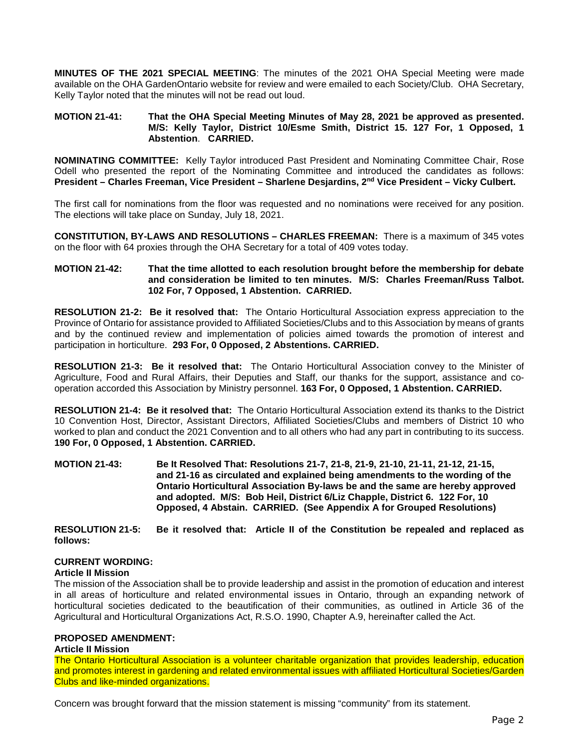**MINUTES OF THE 2021 SPECIAL MEETING**: The minutes of the 2021 OHA Special Meeting were made available on the OHA GardenOntario website for review and were emailed to each Society/Club. OHA Secretary, Kelly Taylor noted that the minutes will not be read out loud.

**MOTION 21-41:** **That the OHA Special Meeting Minutes of May 28, 2021 be approved as presented. M/S: Kelly Taylor, District 10/Esme Smith, District 15. 127 For, 1 Opposed, 1 Abstention. CARRIED.**

**NOMINATING COMMITTEE:** Kelly Taylor introduced Past President and Nominating Committee Chair, Rose Odell who presented the report of the Nominating Committee and introduced the candidates as follows: **President – Charles Freeman, Vice President – Sharlene Desjardins, 2nd Vice President – Vicky Culbert.**

The first call for nominations from the floor was requested and no nominations were received for any position. The elections will take place on Sunday, July 18, 2021.

**CONSTITUTION, BY-LAWS AND RESOLUTIONS – CHARLES FREEMAN:** There is a maximum of 345 votes on the floor with 64 proxies through the OHA Secretary for a total of 409 votes today.

**MOTION 21-42:** **That the time allotted to each resolution brought before the membership for debate and consideration be limited to ten minutes. M/S: Charles Freeman/Russ Talbot. 102 For, 7 Opposed, 1 Abstention. CARRIED.**

**RESOLUTION 21-2: Be it resolved that:** The Ontario Horticultural Association express appreciation to the Province of Ontario for assistance provided to Affiliated Societies/Clubs and to this Association by means of grants and by the continued review and implementation of policies aimed towards the promotion of interest and participation in horticulture. **293 For, 0 Opposed, 2 Abstentions. CARRIED.**

**RESOLUTION 21-3: Be it resolved that:** The Ontario Horticultural Association convey to the Minister of Agriculture, Food and Rural Affairs, their Deputies and Staff, our thanks for the support, assistance and co-operation accorded this Association by Ministry personnel. **163 For, 0 Opposed, 1 Abstention. CARRIED.**

**RESOLUTION 21-4: Be it resolved that:** The Ontario Horticultural Association extend its thanks to the District 10 Convention Host, Director, Assistant Directors, Affiliated Societies/Clubs and members of District 10 who worked to plan and conduct the 2021 Convention and to all others who had any part in contributing to its success. **190 For, 0 Opposed, 1 Abstention. CARRIED.**

**MOTION 21-43:** **Be It Resolved That: Resolutions 21-7, 21-8, 21-9, 21-10, 21-11, 21-12, 21-15, and 21-16 as circulated and explained being amendments to the wording of the Ontario Horticultural Association By-laws be and the same are hereby approved and adopted. M/S: Bob Heil, District 6/Liz Chapple, District 6. 122 For, 10 Opposed, 4 Abstain. CARRIED. (See Appendix A for Grouped Resolutions)**

**RESOLUTION 21-5:** **Be it resolved that: Article II of the Constitution be repealed and replaced as follows:**

**CURRENT WORDING:**

**Article II Mission**

The mission of the Association shall be to provide leadership and assist in the promotion of education and interest in all areas of horticulture and related environmental issues in Ontario, through an expanding network of horticultural societies dedicated to the beautification of their communities, as outlined in Article 36 of the Agricultural and Horticultural Organizations Act, R.S.O. 1990, Chapter A.9, hereinafter called the Act.

**PROPOSED AMENDMENT:**

**Article II Mission**

The Ontario Horticultural Association is a volunteer charitable organization that provides leadership, education and promotes interest in gardening and related environmental issues with affiliated Horticultural Societies/Garden Clubs and like-minded organizations.

Concern was brought forward that the mission statement is missing "community" from its statement.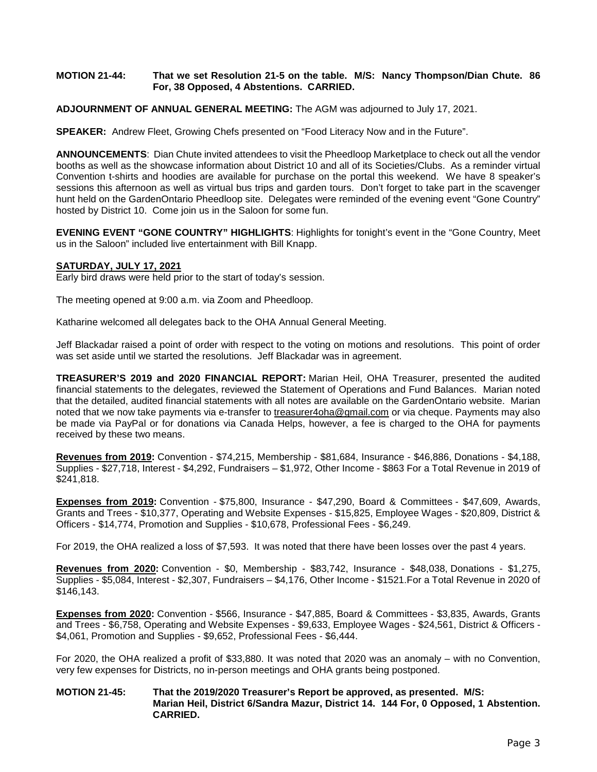**MOTION 21-44: That we set Resolution 21-5 on the table. M/S: Nancy Thompson/Dian Chute. 86 For, 38 Opposed, 4 Abstentions. CARRIED.**

**ADJOURNMENT OF ANNUAL GENERAL MEETING:** The AGM was adjourned to July 17, 2021.

**SPEAKER:** Andrew Fleet, Growing Chefs presented on "Food Literacy Now and in the Future".

**ANNOUNCEMENTS**: Dian Chute invited attendees to visit the Pheedloop Marketplace to check out all the vendor booths as well as the showcase information about District 10 and all of its Societies/Clubs. As a reminder virtual Convention t-shirts and hoodies are available for purchase on the portal this weekend. We have 8 speaker's sessions this afternoon as well as virtual bus trips and garden tours. Don't forget to take part in the scavenger hunt held on the GardenOntario Pheedloop site. Delegates were reminded of the evening event "Gone Country" hosted by District 10. Come join us in the Saloon for some fun.

**EVENING EVENT "GONE COUNTRY" HIGHLIGHTS**: Highlights for tonight's event in the "Gone Country, Meet us in the Saloon" included live entertainment with Bill Knapp.

**SATURDAY, JULY 17, 2021**

Early bird draws were held prior to the start of today's session.

The meeting opened at 9:00 a.m. via Zoom and Pheedloop.

Katharine welcomed all delegates back to the OHA Annual General Meeting.

Jeff Blackadar raised a point of order with respect to the voting on motions and resolutions. This point of order was set aside until we started the resolutions. Jeff Blackadar was in agreement.

**TREASURER'S 2019 and 2020 FINANCIAL REPORT:** Marian Heil, OHA Treasurer, presented the audited financial statements to the delegates, reviewed the Statement of Operations and Fund Balances. Marian noted that the detailed, audited financial statements with all notes are available on the GardenOntario website. Marian noted that we now take payments via e-transfer to treasurer4oha@gmail.com or via cheque. Payments may also be made via PayPal or for donations via Canada Helps, however, a fee is charged to the OHA for payments received by these two means.

**Revenues from 2019:** Convention - $74,215, Membership - $81,684, Insurance - $46,886, Donations - $4,188, Supplies - $27,718, Interest - $4,292, Fundraisers – $1,972, Other Income - $863 For a Total Revenue in 2019 of $241,818.

**Expenses from 2019:** Convention - $75,800, Insurance - $47,290, Board & Committees - $47,609, Awards, Grants and Trees - $10,377, Operating and Website Expenses - $15,825, Employee Wages - $20,809, District & Officers - $14,774, Promotion and Supplies - $10,678, Professional Fees - $6,249.

For 2019, the OHA realized a loss of $7,593. It was noted that there have been losses over the past 4 years.

**Revenues from 2020:** Convention - $0, Membership - $83,742, Insurance - $48,038, Donations - $1,275, Supplies - $5,084, Interest - $2,307, Fundraisers – $4,176, Other Income - $1521.For a Total Revenue in 2020 of $146,143.

**Expenses from 2020:** Convention - $566, Insurance - $47,885, Board & Committees - $3,835, Awards, Grants and Trees - $6,758, Operating and Website Expenses - $9,633, Employee Wages - $24,561, District & Officers - $4,061, Promotion and Supplies - $9,652, Professional Fees - $6,444.

For 2020, the OHA realized a profit of $33,880. It was noted that 2020 was an anomaly – with no Convention, very few expenses for Districts, no in-person meetings and OHA grants being postponed.

**MOTION 21-45: That the 2019/2020 Treasurer's Report be approved, as presented. M/S: Marian Heil, District 6/Sandra Mazur, District 14. 144 For, 0 Opposed, 1 Abstention. CARRIED.**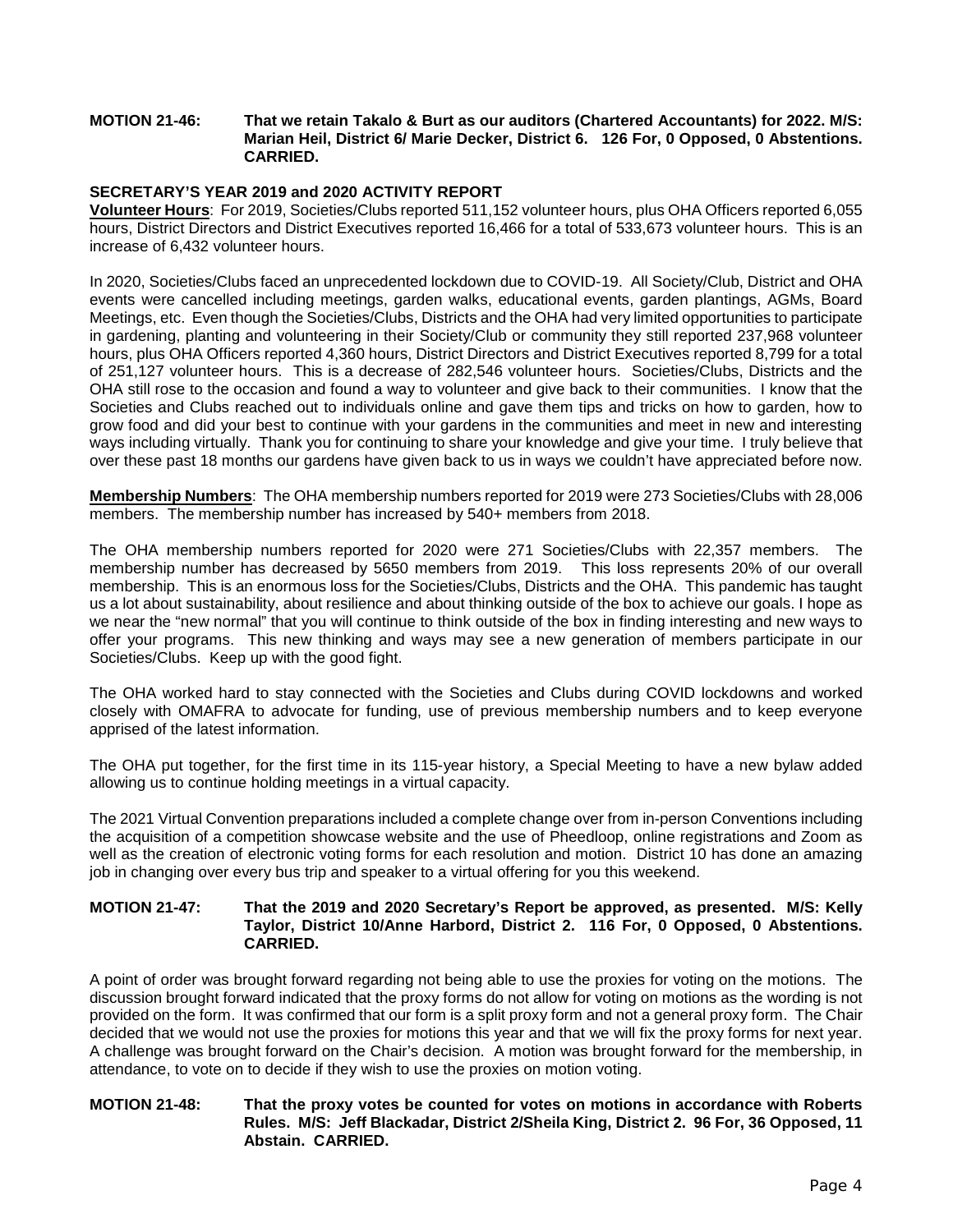**MOTION 21-46: That we retain Takalo & Burt as our auditors (Chartered Accountants) for 2022. M/S: Marian Heil, District 6/ Marie Decker, District 6. 126 For, 0 Opposed, 0 Abstentions. CARRIED.**

**SECRETARY'S YEAR 2019 and 2020 ACTIVITY REPORT**

**Volunteer Hours**: For 2019, Societies/Clubs reported 511,152 volunteer hours, plus OHA Officers reported 6,055 hours, District Directors and District Executives reported 16,466 for a total of 533,673 volunteer hours. This is an increase of 6,432 volunteer hours.

In 2020, Societies/Clubs faced an unprecedented lockdown due to COVID-19. All Society/Club, District and OHA events were cancelled including meetings, garden walks, educational events, garden plantings, AGMs, Board Meetings, etc. Even though the Societies/Clubs, Districts and the OHA had very limited opportunities to participate in gardening, planting and volunteering in their Society/Club or community they still reported 237,968 volunteer hours, plus OHA Officers reported 4,360 hours, District Directors and District Executives reported 8,799 for a total of 251,127 volunteer hours. This is a decrease of 282,546 volunteer hours. Societies/Clubs, Districts and the OHA still rose to the occasion and found a way to volunteer and give back to their communities. I know that the Societies and Clubs reached out to individuals online and gave them tips and tricks on how to garden, how to grow food and did your best to continue with your gardens in the communities and meet in new and interesting ways including virtually. Thank you for continuing to share your knowledge and give your time. I truly believe that over these past 18 months our gardens have given back to us in ways we couldn't have appreciated before now.

**Membership Numbers**: The OHA membership numbers reported for 2019 were 273 Societies/Clubs with 28,006 members. The membership number has increased by 540+ members from 2018.

The OHA membership numbers reported for 2020 were 271 Societies/Clubs with 22,357 members. The membership number has decreased by 5650 members from 2019. This loss represents 20% of our overall membership. This is an enormous loss for the Societies/Clubs, Districts and the OHA. This pandemic has taught us a lot about sustainability, about resilience and about thinking outside of the box to achieve our goals. I hope as we near the "new normal" that you will continue to think outside of the box in finding interesting and new ways to offer your programs. This new thinking and ways may see a new generation of members participate in our Societies/Clubs. Keep up with the good fight.

The OHA worked hard to stay connected with the Societies and Clubs during COVID lockdowns and worked closely with OMAFRA to advocate for funding, use of previous membership numbers and to keep everyone apprised of the latest information.

The OHA put together, for the first time in its 115-year history, a Special Meeting to have a new bylaw added allowing us to continue holding meetings in a virtual capacity.

The 2021 Virtual Convention preparations included a complete change over from in-person Conventions including the acquisition of a competition showcase website and the use of Pheedloop, online registrations and Zoom as well as the creation of electronic voting forms for each resolution and motion. District 10 has done an amazing job in changing over every bus trip and speaker to a virtual offering for you this weekend.

**MOTION 21-47: That the 2019 and 2020 Secretary's Report be approved, as presented. M/S: Kelly Taylor, District 10/Anne Harbord, District 2. 116 For, 0 Opposed, 0 Abstentions. CARRIED.**

A point of order was brought forward regarding not being able to use the proxies for voting on the motions. The discussion brought forward indicated that the proxy forms do not allow for voting on motions as the wording is not provided on the form. It was confirmed that our form is a split proxy form and not a general proxy form. The Chair decided that we would not use the proxies for motions this year and that we will fix the proxy forms for next year. A challenge was brought forward on the Chair's decision. A motion was brought forward for the membership, in attendance, to vote on to decide if they wish to use the proxies on motion voting.

**MOTION 21-48: That the proxy votes be counted for votes on motions in accordance with Roberts Rules. M/S: Jeff Blackadar, District 2/Sheila King, District 2. 96 For, 36 Opposed, 11 Abstain. CARRIED.**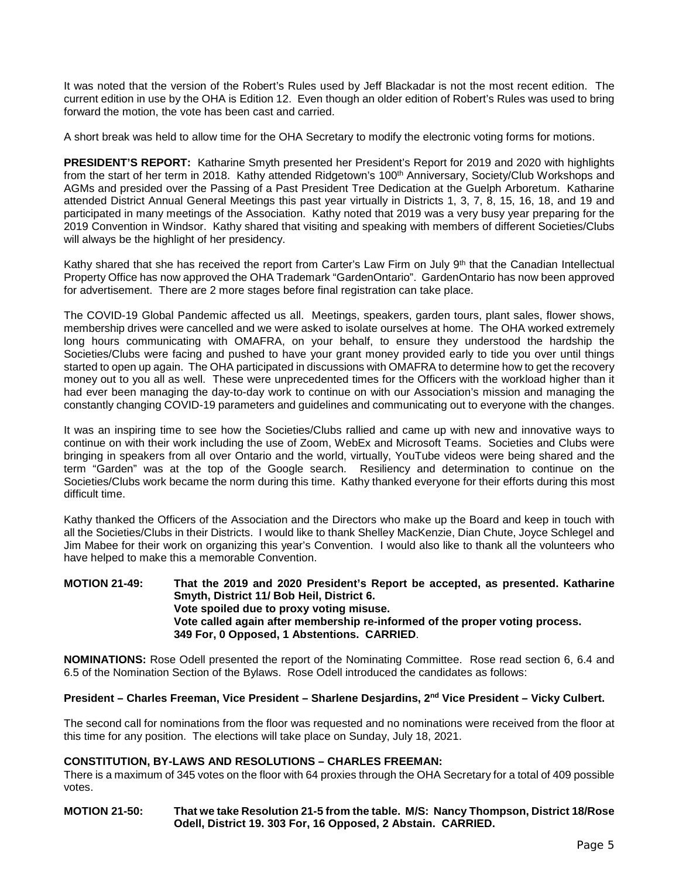It was noted that the version of the Robert's Rules used by Jeff Blackadar is not the most recent edition. The current edition in use by the OHA is Edition 12. Even though an older edition of Robert's Rules was used to bring forward the motion, the vote has been cast and carried.

A short break was held to allow time for the OHA Secretary to modify the electronic voting forms for motions.

**PRESIDENT'S REPORT:** Katharine Smyth presented her President's Report for 2019 and 2020 with highlights from the start of her term in 2018. Kathy attended Ridgetown's 100th Anniversary, Society/Club Workshops and AGMs and presided over the Passing of a Past President Tree Dedication at the Guelph Arboretum. Katharine attended District Annual General Meetings this past year virtually in Districts 1, 3, 7, 8, 15, 16, 18, and 19 and participated in many meetings of the Association. Kathy noted that 2019 was a very busy year preparing for the 2019 Convention in Windsor. Kathy shared that visiting and speaking with members of different Societies/Clubs will always be the highlight of her presidency.

Kathy shared that she has received the report from Carter's Law Firm on July 9th that the Canadian Intellectual Property Office has now approved the OHA Trademark "GardenOntario". GardenOntario has now been approved for advertisement. There are 2 more stages before final registration can take place.

The COVID-19 Global Pandemic affected us all. Meetings, speakers, garden tours, plant sales, flower shows, membership drives were cancelled and we were asked to isolate ourselves at home. The OHA worked extremely long hours communicating with OMAFRA, on your behalf, to ensure they understood the hardship the Societies/Clubs were facing and pushed to have your grant money provided early to tide you over until things started to open up again. The OHA participated in discussions with OMAFRA to determine how to get the recovery money out to you all as well. These were unprecedented times for the Officers with the workload higher than it had ever been managing the day-to-day work to continue on with our Association's mission and managing the constantly changing COVID-19 parameters and guidelines and communicating out to everyone with the changes.

It was an inspiring time to see how the Societies/Clubs rallied and came up with new and innovative ways to continue on with their work including the use of Zoom, WebEx and Microsoft Teams. Societies and Clubs were bringing in speakers from all over Ontario and the world, virtually, YouTube videos were being shared and the term "Garden" was at the top of the Google search. Resiliency and determination to continue on the Societies/Clubs work became the norm during this time. Kathy thanked everyone for their efforts during this most difficult time.

Kathy thanked the Officers of the Association and the Directors who make up the Board and keep in touch with all the Societies/Clubs in their Districts. I would like to thank Shelley MacKenzie, Dian Chute, Joyce Schlegel and Jim Mabee for their work on organizing this year's Convention. I would also like to thank all the volunteers who have helped to make this a memorable Convention.

**MOTION 21-49: That the 2019 and 2020 President's Report be accepted, as presented. Katharine Smyth, District 11/ Bob Heil, District 6.**
**Vote spoiled due to proxy voting misuse.**
**Vote called again after membership re-informed of the proper voting process.**
**349 For, 0 Opposed, 1 Abstentions. CARRIED.**

**NOMINATIONS:** Rose Odell presented the report of the Nominating Committee. Rose read section 6, 6.4 and 6.5 of the Nomination Section of the Bylaws. Rose Odell introduced the candidates as follows:

**President – Charles Freeman, Vice President – Sharlene Desjardins, 2nd Vice President – Vicky Culbert.**

The second call for nominations from the floor was requested and no nominations were received from the floor at this time for any position. The elections will take place on Sunday, July 18, 2021.

**CONSTITUTION, BY-LAWS AND RESOLUTIONS – CHARLES FREEMAN:**

There is a maximum of 345 votes on the floor with 64 proxies through the OHA Secretary for a total of 409 possible votes.

**MOTION 21-50: That we take Resolution 21-5 from the table. M/S: Nancy Thompson, District 18/Rose Odell, District 19. 303 For, 16 Opposed, 2 Abstain. CARRIED.**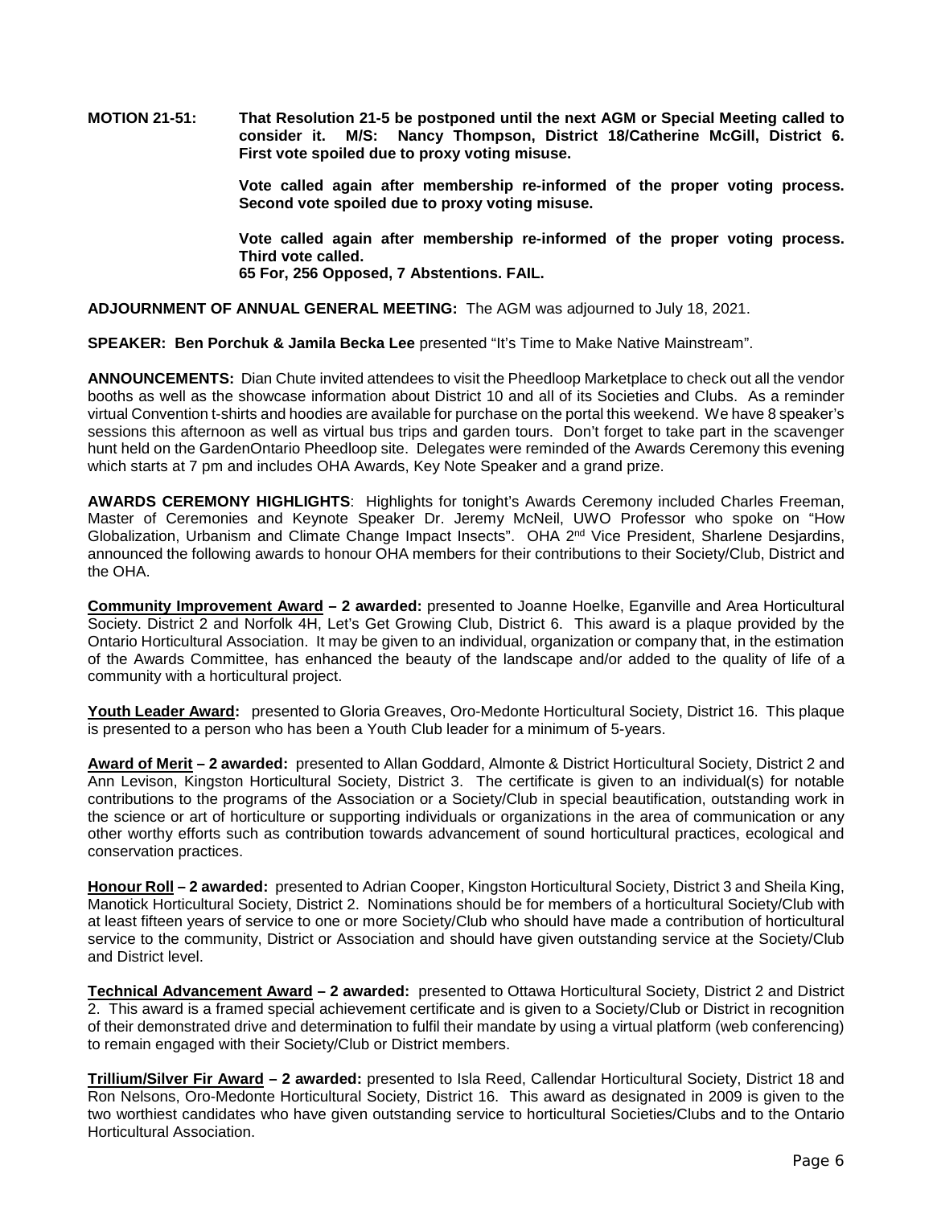**MOTION 21-51: That Resolution 21-5 be postponed until the next AGM or Special Meeting called to consider it. M/S: Nancy Thompson, District 18/Catherine McGill, District 6. First vote spoiled due to proxy voting misuse.**

**Vote called again after membership re-informed of the proper voting process. Second vote spoiled due to proxy voting misuse.**

**Vote called again after membership re-informed of the proper voting process. Third vote called.**
**65 For, 256 Opposed, 7 Abstentions. FAIL.**

**ADJOURNMENT OF ANNUAL GENERAL MEETING:** The AGM was adjourned to July 18, 2021.

**SPEAKER: Ben Porchuk & Jamila Becka Lee** presented "It's Time to Make Native Mainstream".

**ANNOUNCEMENTS:** Dian Chute invited attendees to visit the Pheedloop Marketplace to check out all the vendor booths as well as the showcase information about District 10 and all of its Societies and Clubs. As a reminder virtual Convention t-shirts and hoodies are available for purchase on the portal this weekend. We have 8 speaker's sessions this afternoon as well as virtual bus trips and garden tours. Don't forget to take part in the scavenger hunt held on the GardenOntario Pheedloop site. Delegates were reminded of the Awards Ceremony this evening which starts at 7 pm and includes OHA Awards, Key Note Speaker and a grand prize.

**AWARDS CEREMONY HIGHLIGHTS**: Highlights for tonight's Awards Ceremony included Charles Freeman, Master of Ceremonies and Keynote Speaker Dr. Jeremy McNeil, UWO Professor who spoke on "How Globalization, Urbanism and Climate Change Impact Insects". OHA 2nd Vice President, Sharlene Desjardins, announced the following awards to honour OHA members for their contributions to their Society/Club, District and the OHA.

**Community Improvement Award – 2 awarded:** presented to Joanne Hoelke, Eganville and Area Horticultural Society. District 2 and Norfolk 4H, Let's Get Growing Club, District 6. This award is a plaque provided by the Ontario Horticultural Association. It may be given to an individual, organization or company that, in the estimation of the Awards Committee, has enhanced the beauty of the landscape and/or added to the quality of life of a community with a horticultural project.

**Youth Leader Award:** presented to Gloria Greaves, Oro-Medonte Horticultural Society, District 16. This plaque is presented to a person who has been a Youth Club leader for a minimum of 5-years.

**Award of Merit – 2 awarded:** presented to Allan Goddard, Almonte & District Horticultural Society, District 2 and Ann Levison, Kingston Horticultural Society, District 3. The certificate is given to an individual(s) for notable contributions to the programs of the Association or a Society/Club in special beautification, outstanding work in the science or art of horticulture or supporting individuals or organizations in the area of communication or any other worthy efforts such as contribution towards advancement of sound horticultural practices, ecological and conservation practices.

**Honour Roll – 2 awarded:** presented to Adrian Cooper, Kingston Horticultural Society, District 3 and Sheila King, Manotick Horticultural Society, District 2. Nominations should be for members of a horticultural Society/Club with at least fifteen years of service to one or more Society/Club who should have made a contribution of horticultural service to the community, District or Association and should have given outstanding service at the Society/Club and District level.

**Technical Advancement Award – 2 awarded:** presented to Ottawa Horticultural Society, District 2 and District 2. This award is a framed special achievement certificate and is given to a Society/Club or District in recognition of their demonstrated drive and determination to fulfil their mandate by using a virtual platform (web conferencing) to remain engaged with their Society/Club or District members.

**Trillium/Silver Fir Award – 2 awarded:** presented to Isla Reed, Callendar Horticultural Society, District 18 and Ron Nelsons, Oro-Medonte Horticultural Society, District 16. This award as designated in 2009 is given to the two worthiest candidates who have given outstanding service to horticultural Societies/Clubs and to the Ontario Horticultural Association.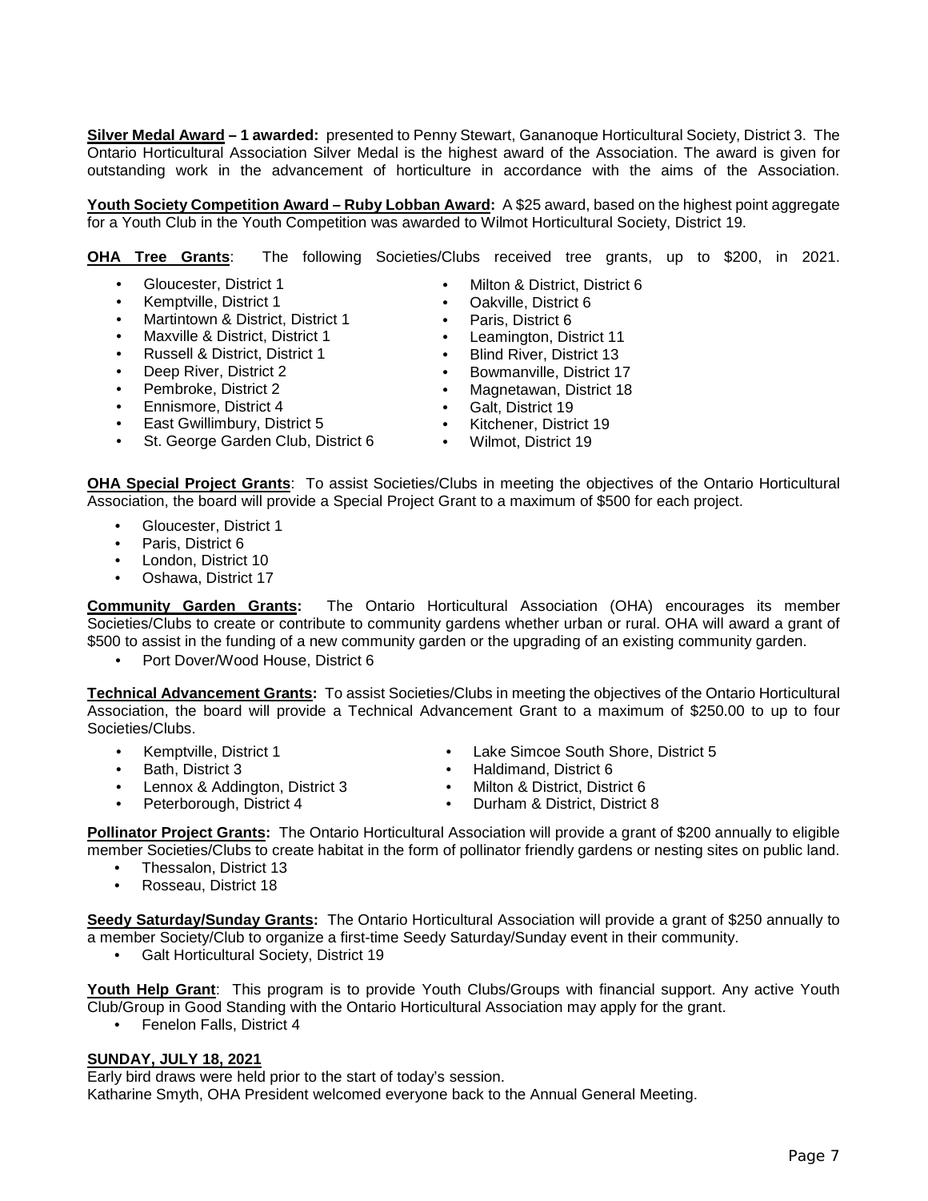**Silver Medal Award – 1 awarded:** presented to Penny Stewart, Gananoque Horticultural Society, District 3. The Ontario Horticultural Association Silver Medal is the highest award of the Association. The award is given for outstanding work in the advancement of horticulture in accordance with the aims of the Association.

**Youth Society Competition Award – Ruby Lobban Award:** A $25 award, based on the highest point aggregate for a Youth Club in the Youth Competition was awarded to Wilmot Horticultural Society, District 19.

**OHA Tree Grants**: The following Societies/Clubs received tree grants, up to $200, in 2021.

- Gloucester, District 1
- Kemptville, District 1
- Martintown & District, District 1
- Maxville & District, District 1
- Russell & District, District 1
- Deep River, District 2
- Pembroke, District 2
- Ennismore, District 4
- East Gwillimbury, District 5
- St. George Garden Club, District 6
- Milton & District, District 6
- Oakville, District 6
- Paris, District 6
- Leamington, District 11
- Blind River, District 13
- Bowmanville, District 17
- Magnetawan, District 18
- Galt, District 19
- Kitchener, District 19
- Wilmot, District 19

**OHA Special Project Grants**: To assist Societies/Clubs in meeting the objectives of the Ontario Horticultural Association, the board will provide a Special Project Grant to a maximum of $500 for each project.

- Gloucester, District 1
- Paris, District 6
- London, District 10
- Oshawa, District 17

**Community Garden Grants:** The Ontario Horticultural Association (OHA) encourages its member Societies/Clubs to create or contribute to community gardens whether urban or rural. OHA will award a grant of $500 to assist in the funding of a new community garden or the upgrading of an existing community garden.

- Port Dover/Wood House, District 6

**Technical Advancement Grants:** To assist Societies/Clubs in meeting the objectives of the Ontario Horticultural Association, the board will provide a Technical Advancement Grant to a maximum of $250.00 to up to four Societies/Clubs.

- Kemptville, District 1
- Bath, District 3
- Lennox & Addington, District 3
- Peterborough, District 4
- Lake Simcoe South Shore, District 5
- Haldimand, District 6
- Milton & District, District 6
- Durham & District, District 8

**Pollinator Project Grants:** The Ontario Horticultural Association will provide a grant of $200 annually to eligible member Societies/Clubs to create habitat in the form of pollinator friendly gardens or nesting sites on public land.

- Thessalon, District 13
- Rosseau, District 18

**Seedy Saturday/Sunday Grants:** The Ontario Horticultural Association will provide a grant of $250 annually to a member Society/Club to organize a first-time Seedy Saturday/Sunday event in their community.

- Galt Horticultural Society, District 19

**Youth Help Grant**: This program is to provide Youth Clubs/Groups with financial support. Any active Youth Club/Group in Good Standing with the Ontario Horticultural Association may apply for the grant.

- Fenelon Falls, District 4

**SUNDAY, JULY 18, 2021**

Early bird draws were held prior to the start of today's session.
Katharine Smyth, OHA President welcomed everyone back to the Annual General Meeting.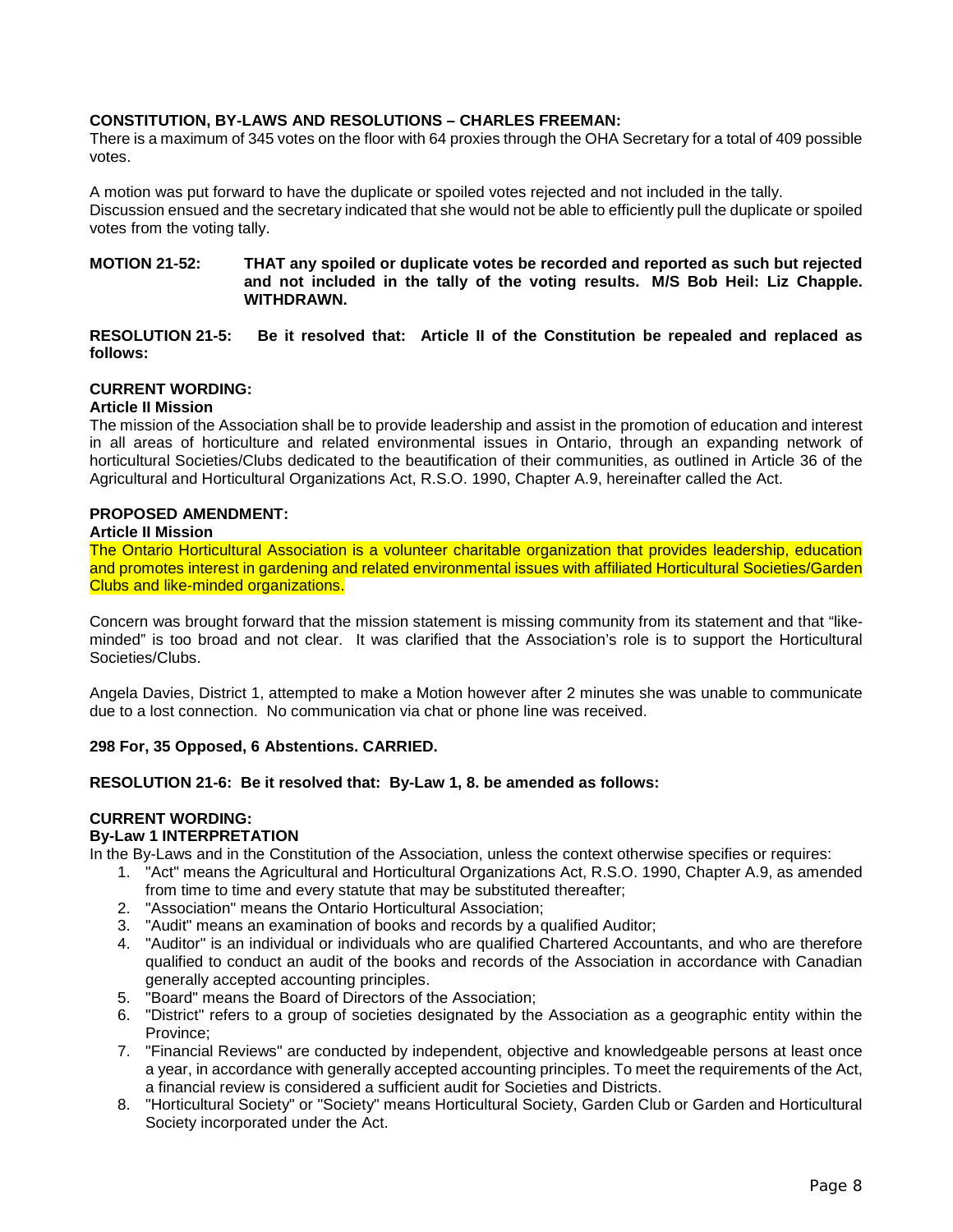**CONSTITUTION, BY-LAWS AND RESOLUTIONS – CHARLES FREEMAN:**

There is a maximum of 345 votes on the floor with 64 proxies through the OHA Secretary for a total of 409 possible votes.

A motion was put forward to have the duplicate or spoiled votes rejected and not included in the tally. Discussion ensued and the secretary indicated that she would not be able to efficiently pull the duplicate or spoiled votes from the voting tally.

**MOTION 21-52: THAT any spoiled or duplicate votes be recorded and reported as such but rejected and not included in the tally of the voting results. M/S Bob Heil: Liz Chapple. WITHDRAWN.**

**RESOLUTION 21-5: Be it resolved that: Article II of the Constitution be repealed and replaced as follows:**

**CURRENT WORDING:**

**Article II Mission**

The mission of the Association shall be to provide leadership and assist in the promotion of education and interest in all areas of horticulture and related environmental issues in Ontario, through an expanding network of horticultural Societies/Clubs dedicated to the beautification of their communities, as outlined in Article 36 of the Agricultural and Horticultural Organizations Act, R.S.O. 1990, Chapter A.9, hereinafter called the Act.

**PROPOSED AMENDMENT:**

**Article II Mission**

The Ontario Horticultural Association is a volunteer charitable organization that provides leadership, education and promotes interest in gardening and related environmental issues with affiliated Horticultural Societies/Garden Clubs and like-minded organizations.

Concern was brought forward that the mission statement is missing community from its statement and that "like-minded" is too broad and not clear. It was clarified that the Association's role is to support the Horticultural Societies/Clubs.

Angela Davies, District 1, attempted to make a Motion however after 2 minutes she was unable to communicate due to a lost connection. No communication via chat or phone line was received.

**298 For, 35 Opposed, 6 Abstentions. CARRIED.**

**RESOLUTION 21-6: Be it resolved that: By-Law 1, 8. be amended as follows:**

**CURRENT WORDING:**

**By-Law 1 INTERPRETATION**

In the By-Laws and in the Constitution of the Association, unless the context otherwise specifies or requires:

1. "Act" means the Agricultural and Horticultural Organizations Act, R.S.O. 1990, Chapter A.9, as amended from time to time and every statute that may be substituted thereafter;
2. "Association" means the Ontario Horticultural Association;
3. "Audit" means an examination of books and records by a qualified Auditor;
4. "Auditor" is an individual or individuals who are qualified Chartered Accountants, and who are therefore qualified to conduct an audit of the books and records of the Association in accordance with Canadian generally accepted accounting principles.
5. "Board" means the Board of Directors of the Association;
6. "District" refers to a group of societies designated by the Association as a geographic entity within the Province;
7. "Financial Reviews" are conducted by independent, objective and knowledgeable persons at least once a year, in accordance with generally accepted accounting principles. To meet the requirements of the Act, a financial review is considered a sufficient audit for Societies and Districts.
8. "Horticultural Society" or "Society" means Horticultural Society, Garden Club or Garden and Horticultural Society incorporated under the Act.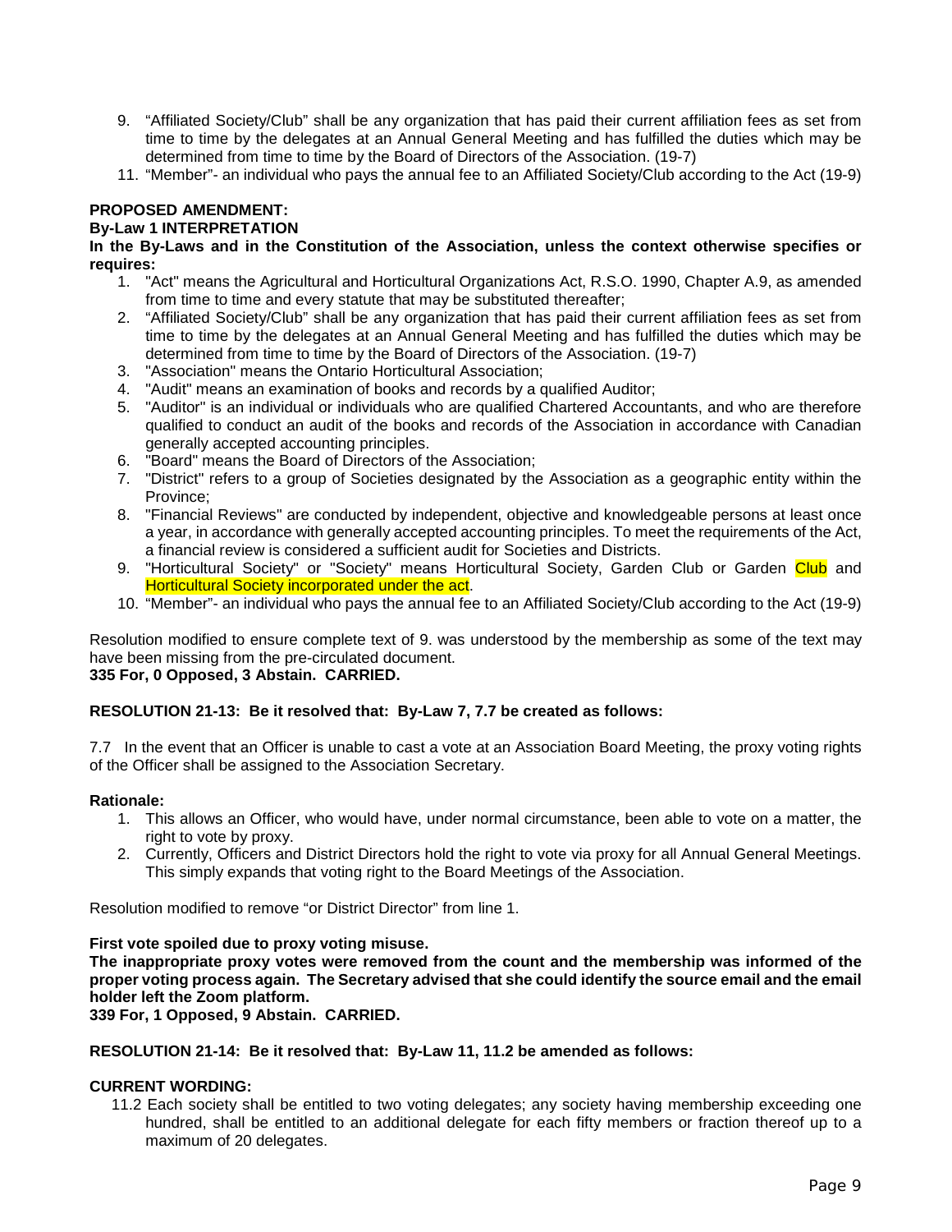9. “Affiliated Society/Club” shall be any organization that has paid their current affiliation fees as set from time to time by the delegates at an Annual General Meeting and has fulfilled the duties which may be determined from time to time by the Board of Directors of the Association. (19-7)
11. “Member”- an individual who pays the annual fee to an Affiliated Society/Club according to the Act (19-9)

**PROPOSED AMENDMENT:**
**By-Law 1 INTERPRETATION**
**In the By-Laws and in the Constitution of the Association, unless the context otherwise specifies or requires:**

1. "Act" means the Agricultural and Horticultural Organizations Act, R.S.O. 1990, Chapter A.9, as amended from time to time and every statute that may be substituted thereafter;
2. “Affiliated Society/Club” shall be any organization that has paid their current affiliation fees as set from time to time by the delegates at an Annual General Meeting and has fulfilled the duties which may be determined from time to time by the Board of Directors of the Association. (19-7)
3. "Association" means the Ontario Horticultural Association;
4. "Audit" means an examination of books and records by a qualified Auditor;
5. "Auditor" is an individual or individuals who are qualified Chartered Accountants, and who are therefore qualified to conduct an audit of the books and records of the Association in accordance with Canadian generally accepted accounting principles.
6. "Board" means the Board of Directors of the Association;
7. "District" refers to a group of Societies designated by the Association as a geographic entity within the Province;
8. "Financial Reviews" are conducted by independent, objective and knowledgeable persons at least once a year, in accordance with generally accepted accounting principles. To meet the requirements of the Act, a financial review is considered a sufficient audit for Societies and Districts.
9. "Horticultural Society" or "Society" means Horticultural Society, Garden Club or Garden Club and Horticultural Society incorporated under the act.
10. “Member”- an individual who pays the annual fee to an Affiliated Society/Club according to the Act (19-9)

Resolution modified to ensure complete text of 9. was understood by the membership as some of the text may have been missing from the pre-circulated document.
**335 For, 0 Opposed, 3 Abstain. CARRIED.**

**RESOLUTION 21-13: Be it resolved that: By-Law 7, 7.7 be created as follows:**

7.7 In the event that an Officer is unable to cast a vote at an Association Board Meeting, the proxy voting rights of the Officer shall be assigned to the Association Secretary.

**Rationale:**

1. This allows an Officer, who would have, under normal circumstance, been able to vote on a matter, the right to vote by proxy.
2. Currently, Officers and District Directors hold the right to vote via proxy for all Annual General Meetings. This simply expands that voting right to the Board Meetings of the Association.

Resolution modified to remove “or District Director” from line 1.

**First vote spoiled due to proxy voting misuse.**
**The inappropriate proxy votes were removed from the count and the membership was informed of the proper voting process again. The Secretary advised that she could identify the source email and the email holder left the Zoom platform.**
**339 For, 1 Opposed, 9 Abstain. CARRIED.**

**RESOLUTION 21-14: Be it resolved that: By-Law 11, 11.2 be amended as follows:**

**CURRENT WORDING:**

11.2 Each society shall be entitled to two voting delegates; any society having membership exceeding one hundred, shall be entitled to an additional delegate for each fifty members or fraction thereof up to a maximum of 20 delegates.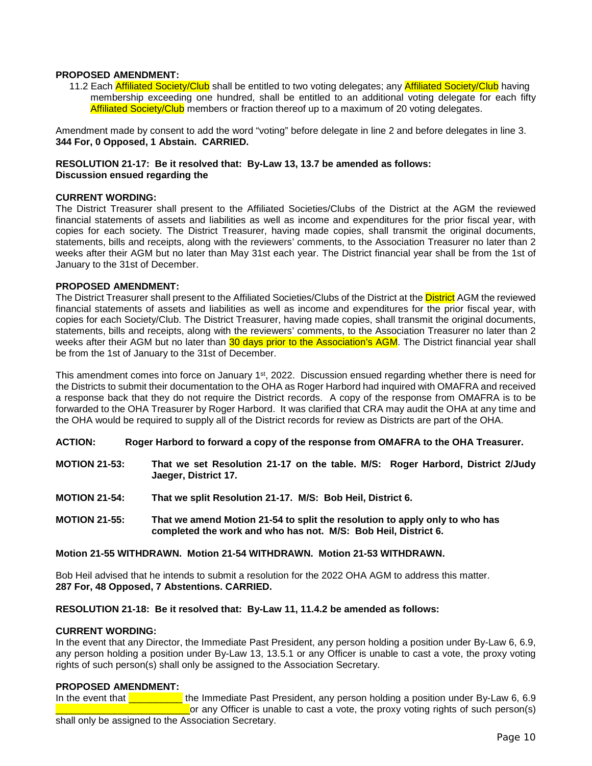**PROPOSED AMENDMENT:**

11.2 Each Affiliated Society/Club shall be entitled to two voting delegates; any Affiliated Society/Club having membership exceeding one hundred, shall be entitled to an additional voting delegate for each fifty Affiliated Society/Club members or fraction thereof up to a maximum of 20 voting delegates.

Amendment made by consent to add the word "voting" before delegate in line 2 and before delegates in line 3.
**344 For, 0 Opposed, 1 Abstain. CARRIED.**

**RESOLUTION 21-17: Be it resolved that: By-Law 13, 13.7 be amended as follows:**
**Discussion ensued regarding the**

**CURRENT WORDING:**
The District Treasurer shall present to the Affiliated Societies/Clubs of the District at the AGM the reviewed financial statements of assets and liabilities as well as income and expenditures for the prior fiscal year, with copies for each society. The District Treasurer, having made copies, shall transmit the original documents, statements, bills and receipts, along with the reviewers' comments, to the Association Treasurer no later than 2 weeks after their AGM but no later than May 31st each year. The District financial year shall be from the 1st of January to the 31st of December.

**PROPOSED AMENDMENT:**
The District Treasurer shall present to the Affiliated Societies/Clubs of the District at the District AGM the reviewed financial statements of assets and liabilities as well as income and expenditures for the prior fiscal year, with copies for each Society/Club. The District Treasurer, having made copies, shall transmit the original documents, statements, bills and receipts, along with the reviewers' comments, to the Association Treasurer no later than 2 weeks after their AGM but no later than 30 days prior to the Association's AGM. The District financial year shall be from the 1st of January to the 31st of December.

This amendment comes into force on January 1st, 2022. Discussion ensued regarding whether there is need for the Districts to submit their documentation to the OHA as Roger Harbord had inquired with OMAFRA and received a response back that they do not require the District records. A copy of the response from OMAFRA is to be forwarded to the OHA Treasurer by Roger Harbord. It was clarified that CRA may audit the OHA at any time and the OHA would be required to supply all of the District records for review as Districts are part of the OHA.

**ACTION: Roger Harbord to forward a copy of the response from OMAFRA to the OHA Treasurer.**

**MOTION 21-53: That we set Resolution 21-17 on the table. M/S: Roger Harbord, District 2/Judy Jaeger, District 17.**

**MOTION 21-54: That we split Resolution 21-17. M/S: Bob Heil, District 6.**

**MOTION 21-55: That we amend Motion 21-54 to split the resolution to apply only to who has completed the work and who has not. M/S: Bob Heil, District 6.**

**Motion 21-55 WITHDRAWN. Motion 21-54 WITHDRAWN. Motion 21-53 WITHDRAWN.**

Bob Heil advised that he intends to submit a resolution for the 2022 OHA AGM to address this matter.
**287 For, 48 Opposed, 7 Abstentions. CARRIED.**

**RESOLUTION 21-18: Be it resolved that: By-Law 11, 11.4.2 be amended as follows:**

**CURRENT WORDING:**
In the event that any Director, the Immediate Past President, any person holding a position under By-Law 6, 6.9, any person holding a position under By-Law 13, 13.5.1 or any Officer is unable to cast a vote, the proxy voting rights of such person(s) shall only be assigned to the Association Secretary.

**PROPOSED AMENDMENT:**
In the event that __________ the Immediate Past President, any person holding a position under By-Law 6, 6.9 _________________________ or any Officer is unable to cast a vote, the proxy voting rights of such person(s) shall only be assigned to the Association Secretary.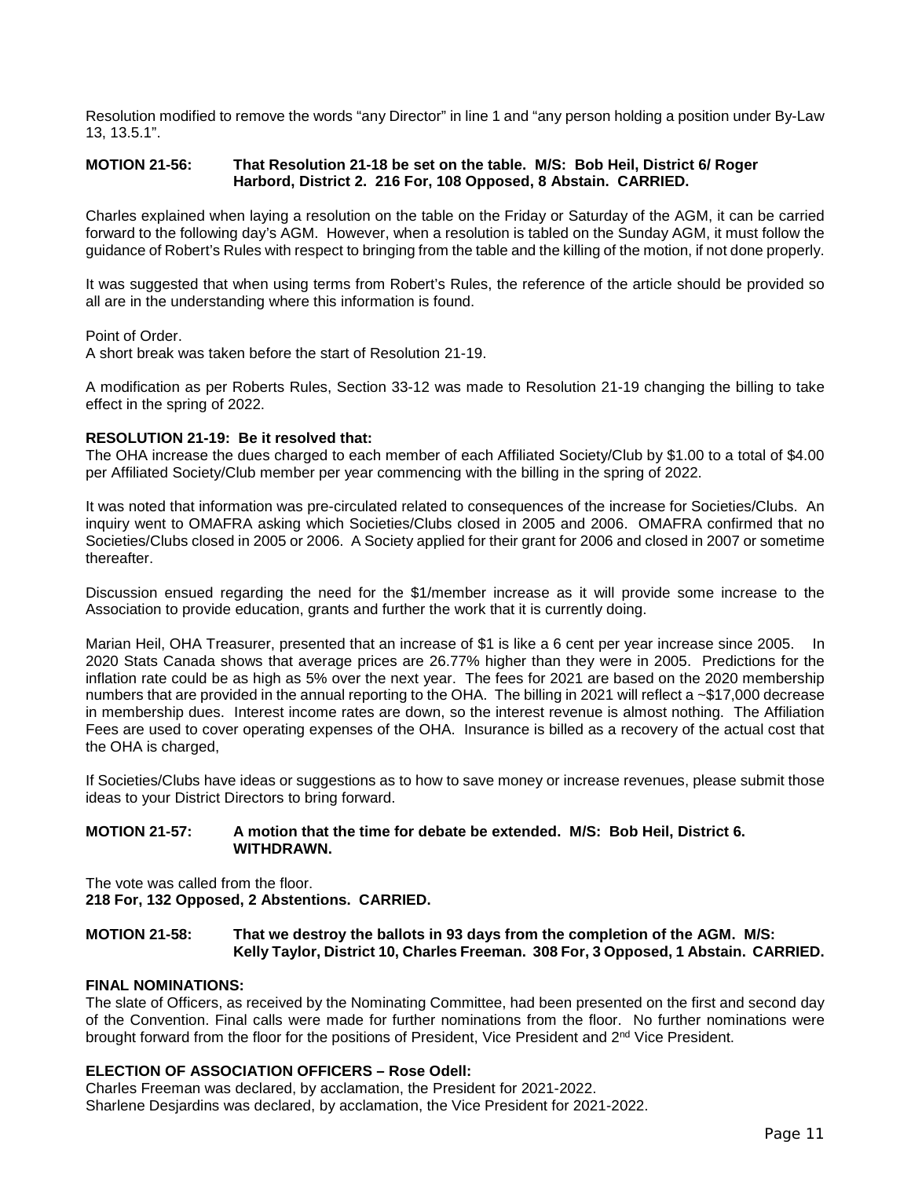Resolution modified to remove the words "any Director" in line 1 and "any person holding a position under By-Law 13, 13.5.1".

**MOTION 21-56: That Resolution 21-18 be set on the table. M/S: Bob Heil, District 6/ Roger Harbord, District 2. 216 For, 108 Opposed, 8 Abstain. CARRIED.**

Charles explained when laying a resolution on the table on the Friday or Saturday of the AGM, it can be carried forward to the following day's AGM. However, when a resolution is tabled on the Sunday AGM, it must follow the guidance of Robert's Rules with respect to bringing from the table and the killing of the motion, if not done properly.

It was suggested that when using terms from Robert's Rules, the reference of the article should be provided so all are in the understanding where this information is found.

Point of Order.
A short break was taken before the start of Resolution 21-19.

A modification as per Roberts Rules, Section 33-12 was made to Resolution 21-19 changing the billing to take effect in the spring of 2022.

**RESOLUTION 21-19: Be it resolved that:**
The OHA increase the dues charged to each member of each Affiliated Society/Club by $1.00 to a total of $4.00 per Affiliated Society/Club member per year commencing with the billing in the spring of 2022.

It was noted that information was pre-circulated related to consequences of the increase for Societies/Clubs. An inquiry went to OMAFRA asking which Societies/Clubs closed in 2005 and 2006. OMAFRA confirmed that no Societies/Clubs closed in 2005 or 2006. A Society applied for their grant for 2006 and closed in 2007 or sometime thereafter.

Discussion ensued regarding the need for the $1/member increase as it will provide some increase to the Association to provide education, grants and further the work that it is currently doing.

Marian Heil, OHA Treasurer, presented that an increase of $1 is like a 6 cent per year increase since 2005. In 2020 Stats Canada shows that average prices are 26.77% higher than they were in 2005. Predictions for the inflation rate could be as high as 5% over the next year. The fees for 2021 are based on the 2020 membership numbers that are provided in the annual reporting to the OHA. The billing in 2021 will reflect a ~$17,000 decrease in membership dues. Interest income rates are down, so the interest revenue is almost nothing. The Affiliation Fees are used to cover operating expenses of the OHA. Insurance is billed as a recovery of the actual cost that the OHA is charged,

If Societies/Clubs have ideas or suggestions as to how to save money or increase revenues, please submit those ideas to your District Directors to bring forward.

**MOTION 21-57: A motion that the time for debate be extended. M/S: Bob Heil, District 6. WITHDRAWN.**

The vote was called from the floor.
**218 For, 132 Opposed, 2 Abstentions. CARRIED.**

**MOTION 21-58: That we destroy the ballots in 93 days from the completion of the AGM. M/S: Kelly Taylor, District 10, Charles Freeman. 308 For, 3 Opposed, 1 Abstain. CARRIED.**

**FINAL NOMINATIONS:**
The slate of Officers, as received by the Nominating Committee, had been presented on the first and second day of the Convention. Final calls were made for further nominations from the floor. No further nominations were brought forward from the floor for the positions of President, Vice President and 2nd Vice President.

**ELECTION OF ASSOCIATION OFFICERS – Rose Odell:**
Charles Freeman was declared, by acclamation, the President for 2021-2022.
Sharlene Desjardins was declared, by acclamation, the Vice President for 2021-2022.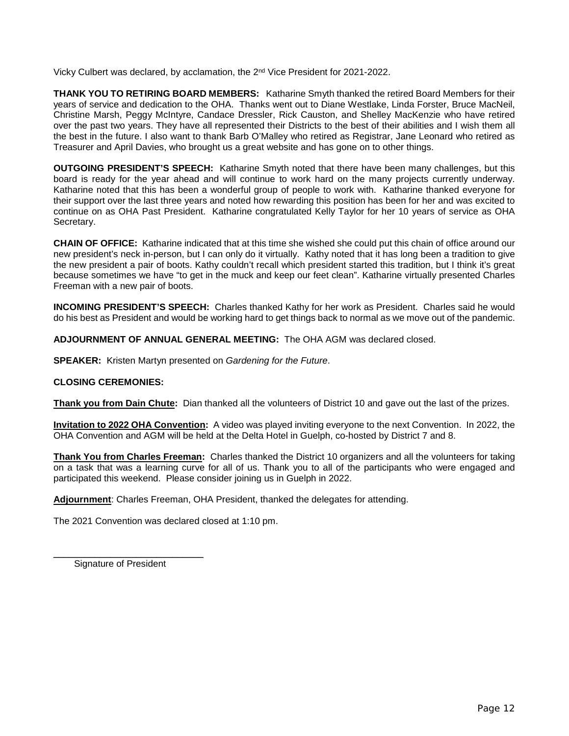Vicky Culbert was declared, by acclamation, the 2nd Vice President for 2021-2022.

**THANK YOU TO RETIRING BOARD MEMBERS:** Katharine Smyth thanked the retired Board Members for their years of service and dedication to the OHA. Thanks went out to Diane Westlake, Linda Forster, Bruce MacNeil, Christine Marsh, Peggy McIntyre, Candace Dressler, Rick Causton, and Shelley MacKenzie who have retired over the past two years. They have all represented their Districts to the best of their abilities and I wish them all the best in the future. I also want to thank Barb O'Malley who retired as Registrar, Jane Leonard who retired as Treasurer and April Davies, who brought us a great website and has gone on to other things.

**OUTGOING PRESIDENT'S SPEECH:** Katharine Smyth noted that there have been many challenges, but this board is ready for the year ahead and will continue to work hard on the many projects currently underway. Katharine noted that this has been a wonderful group of people to work with. Katharine thanked everyone for their support over the last three years and noted how rewarding this position has been for her and was excited to continue on as OHA Past President. Katharine congratulated Kelly Taylor for her 10 years of service as OHA Secretary.

**CHAIN OF OFFICE:** Katharine indicated that at this time she wished she could put this chain of office around our new president's neck in-person, but I can only do it virtually. Kathy noted that it has long been a tradition to give the new president a pair of boots. Kathy couldn't recall which president started this tradition, but I think it's great because sometimes we have "to get in the muck and keep our feet clean". Katharine virtually presented Charles Freeman with a new pair of boots.

**INCOMING PRESIDENT'S SPEECH:** Charles thanked Kathy for her work as President. Charles said he would do his best as President and would be working hard to get things back to normal as we move out of the pandemic.

**ADJOURNMENT OF ANNUAL GENERAL MEETING:** The OHA AGM was declared closed.

**SPEAKER:** Kristen Martyn presented on *Gardening for the Future*.

**CLOSING CEREMONIES:**

**Thank you from Dain Chute:** Dian thanked all the volunteers of District 10 and gave out the last of the prizes.

**Invitation to 2022 OHA Convention:** A video was played inviting everyone to the next Convention. In 2022, the OHA Convention and AGM will be held at the Delta Hotel in Guelph, co-hosted by District 7 and 8.

**Thank You from Charles Freeman:** Charles thanked the District 10 organizers and all the volunteers for taking on a task that was a learning curve for all of us. Thank you to all of the participants who were engaged and participated this weekend. Please consider joining us in Guelph in 2022.

**Adjournment**: Charles Freeman, OHA President, thanked the delegates for attending.

The 2021 Convention was declared closed at 1:10 pm.

_____________________________
Signature of President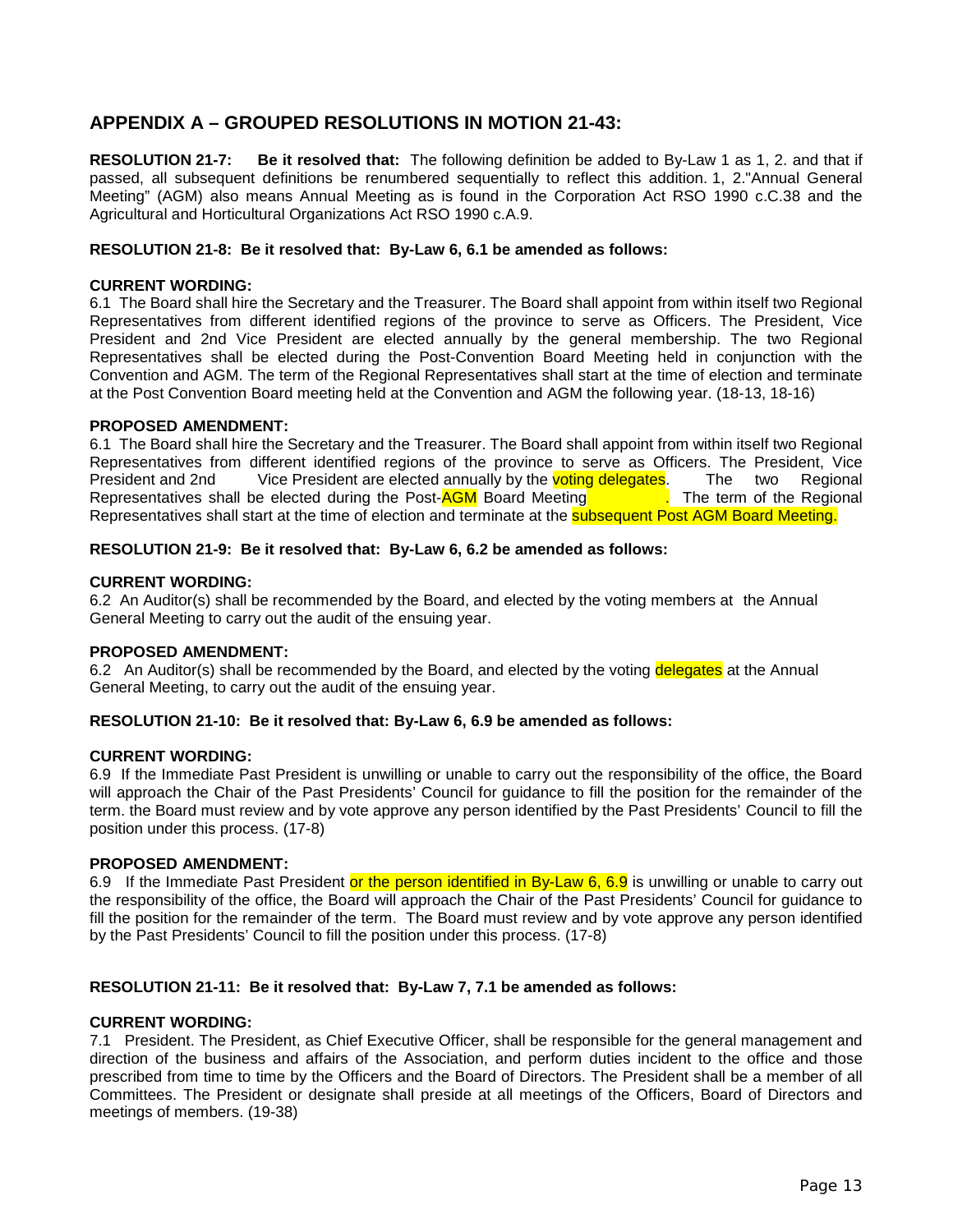## APPENDIX A – GROUPED RESOLUTIONS IN MOTION 21-43:

**RESOLUTION 21-7: Be it resolved that:** The following definition be added to By-Law 1 as 1, 2. and that if passed, all subsequent definitions be renumbered sequentially to reflect this addition. 1, 2."Annual General Meeting" (AGM) also means Annual Meeting as is found in the Corporation Act RSO 1990 c.C.38 and the Agricultural and Horticultural Organizations Act RSO 1990 c.A.9.

**RESOLUTION 21-8: Be it resolved that: By-Law 6, 6.1 be amended as follows:**

**CURRENT WORDING:**

6.1 The Board shall hire the Secretary and the Treasurer. The Board shall appoint from within itself two Regional Representatives from different identified regions of the province to serve as Officers. The President, Vice President and 2nd Vice President are elected annually by the general membership. The two Regional Representatives shall be elected during the Post-Convention Board Meeting held in conjunction with the Convention and AGM. The term of the Regional Representatives shall start at the time of election and terminate at the Post Convention Board meeting held at the Convention and AGM the following year. (18-13, 18-16)

**PROPOSED AMENDMENT:**

6.1 The Board shall hire the Secretary and the Treasurer. The Board shall appoint from within itself two Regional Representatives from different identified regions of the province to serve as Officers. The President, Vice President and 2nd Vice President are elected annually by the voting delegates. The two Regional Representatives shall be elected during the Post-AGM Board Meeting . The term of the Regional Representatives shall start at the time of election and terminate at the subsequent Post AGM Board Meeting.

**RESOLUTION 21-9: Be it resolved that: By-Law 6, 6.2 be amended as follows:**

**CURRENT WORDING:**

6.2 An Auditor(s) shall be recommended by the Board, and elected by the voting members at the Annual General Meeting to carry out the audit of the ensuing year.

**PROPOSED AMENDMENT:**

6.2 An Auditor(s) shall be recommended by the Board, and elected by the voting delegates at the Annual General Meeting, to carry out the audit of the ensuing year.

**RESOLUTION 21-10: Be it resolved that: By-Law 6, 6.9 be amended as follows:**

**CURRENT WORDING:**

6.9 If the Immediate Past President is unwilling or unable to carry out the responsibility of the office, the Board will approach the Chair of the Past Presidents' Council for guidance to fill the position for the remainder of the term. the Board must review and by vote approve any person identified by the Past Presidents' Council to fill the position under this process. (17-8)

**PROPOSED AMENDMENT:**

6.9 If the Immediate Past President or the person identified in By-Law 6, 6.9 is unwilling or unable to carry out the responsibility of the office, the Board will approach the Chair of the Past Presidents' Council for guidance to fill the position for the remainder of the term. The Board must review and by vote approve any person identified by the Past Presidents' Council to fill the position under this process. (17-8)

**RESOLUTION 21-11: Be it resolved that: By-Law 7, 7.1 be amended as follows:**

**CURRENT WORDING:**

7.1 President. The President, as Chief Executive Officer, shall be responsible for the general management and direction of the business and affairs of the Association, and perform duties incident to the office and those prescribed from time to time by the Officers and the Board of Directors. The President shall be a member of all Committees. The President or designate shall preside at all meetings of the Officers, Board of Directors and meetings of members. (19-38)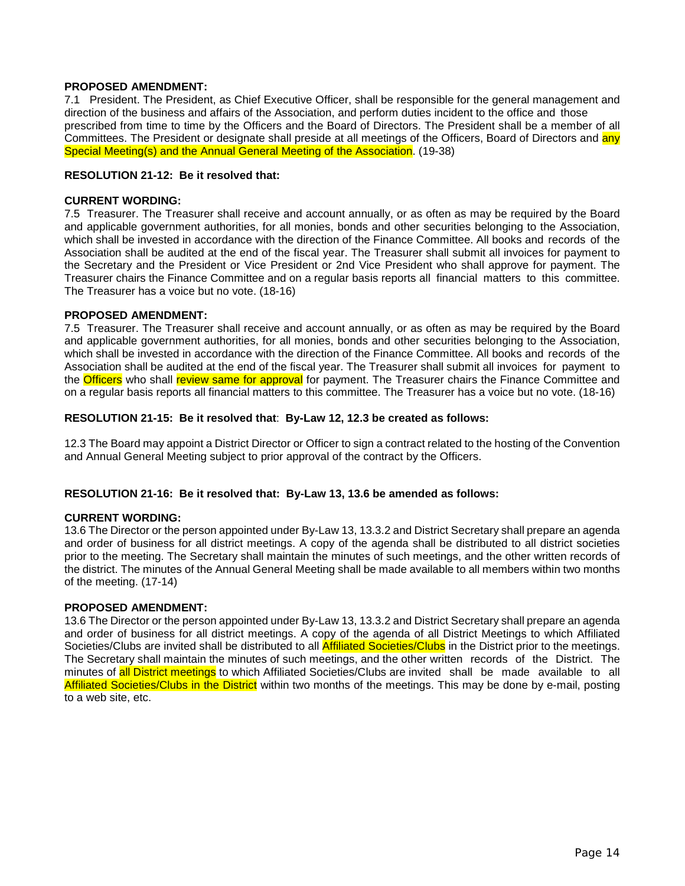**PROPOSED AMENDMENT:**
7.1 President. The President, as Chief Executive Officer, shall be responsible for the general management and direction of the business and affairs of the Association, and perform duties incident to the office and those prescribed from time to time by the Officers and the Board of Directors. The President shall be a member of all Committees. The President or designate shall preside at all meetings of the Officers, Board of Directors and any Special Meeting(s) and the Annual General Meeting of the Association. (19-38)

**RESOLUTION 21-12: Be it resolved that:**

**CURRENT WORDING:**
7.5 Treasurer. The Treasurer shall receive and account annually, or as often as may be required by the Board and applicable government authorities, for all monies, bonds and other securities belonging to the Association, which shall be invested in accordance with the direction of the Finance Committee. All books and records of the Association shall be audited at the end of the fiscal year. The Treasurer shall submit all invoices for payment to the Secretary and the President or Vice President or 2nd Vice President who shall approve for payment. The Treasurer chairs the Finance Committee and on a regular basis reports all financial matters to this committee. The Treasurer has a voice but no vote. (18-16)

**PROPOSED AMENDMENT:**
7.5 Treasurer. The Treasurer shall receive and account annually, or as often as may be required by the Board and applicable government authorities, for all monies, bonds and other securities belonging to the Association, which shall be invested in accordance with the direction of the Finance Committee. All books and records of the Association shall be audited at the end of the fiscal year. The Treasurer shall submit all invoices for payment to the Officers who shall review same for approval for payment. The Treasurer chairs the Finance Committee and on a regular basis reports all financial matters to this committee. The Treasurer has a voice but no vote. (18-16)

**RESOLUTION 21-15: Be it resolved that**: **By-Law 12, 12.3 be created as follows:**

12.3 The Board may appoint a District Director or Officer to sign a contract related to the hosting of the Convention and Annual General Meeting subject to prior approval of the contract by the Officers.

**RESOLUTION 21-16: Be it resolved that: By-Law 13, 13.6 be amended as follows:**

**CURRENT WORDING:**
13.6 The Director or the person appointed under By-Law 13, 13.3.2 and District Secretary shall prepare an agenda and order of business for all district meetings. A copy of the agenda shall be distributed to all district societies prior to the meeting. The Secretary shall maintain the minutes of such meetings, and the other written records of the district. The minutes of the Annual General Meeting shall be made available to all members within two months of the meeting. (17-14)

**PROPOSED AMENDMENT:**
13.6 The Director or the person appointed under By-Law 13, 13.3.2 and District Secretary shall prepare an agenda and order of business for all district meetings. A copy of the agenda of all District Meetings to which Affiliated Societies/Clubs are invited shall be distributed to all Affiliated Societies/Clubs in the District prior to the meetings. The Secretary shall maintain the minutes of such meetings, and the other written records of the District. The minutes of all District meetings to which Affiliated Societies/Clubs are invited shall be made available to all Affiliated Societies/Clubs in the District within two months of the meetings. This may be done by e-mail, posting to a web site, etc.